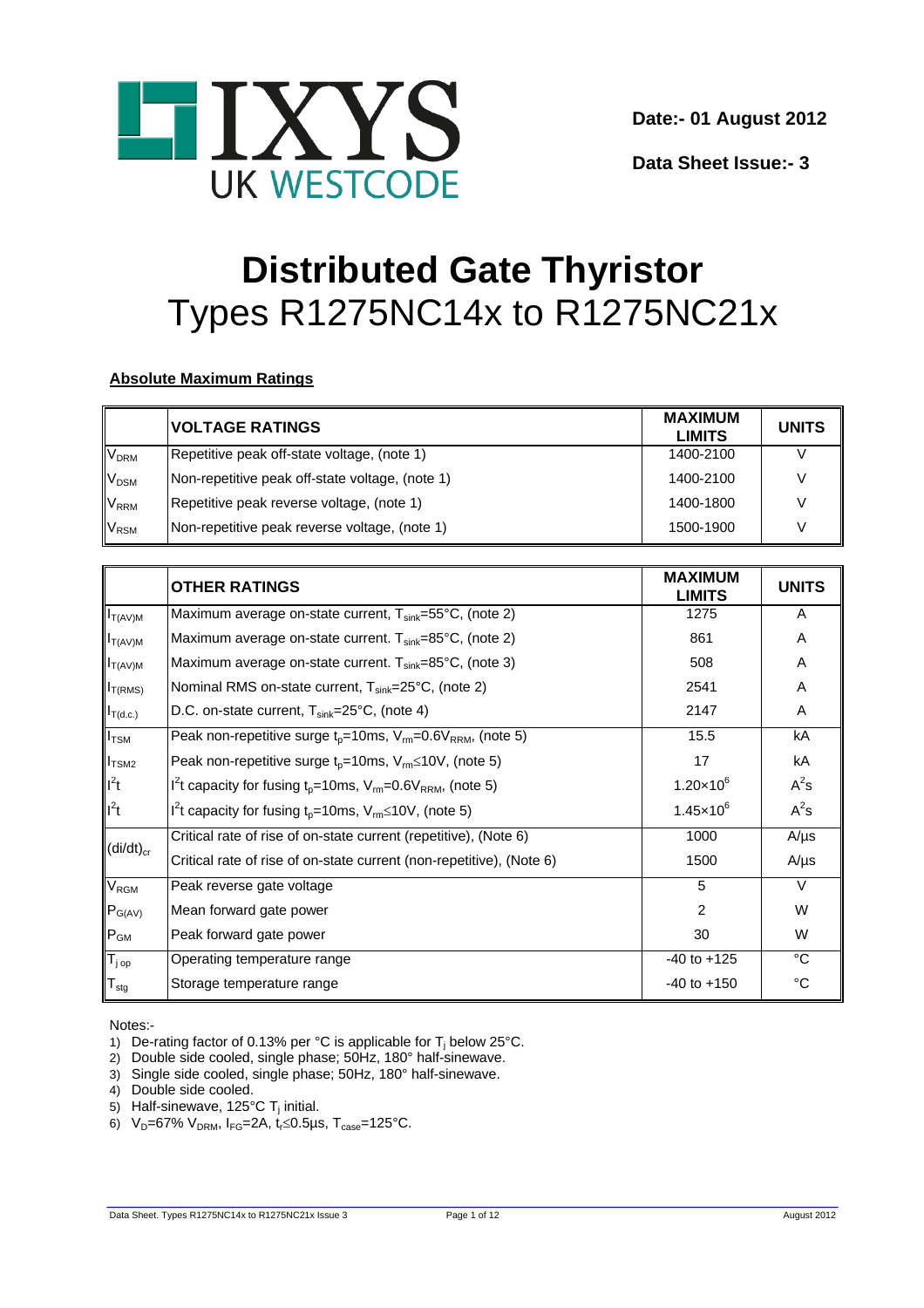IXYS UK WESTCODE

**Date:- 01 August 2012**

**Data Sheet Issue:- 3**

# Distributed Gate Thyristor

## Types R1275NC14x to R1275NC21x

### Absolute Maximum Ratings

| | **VOLTAGE RATINGS** | **MAXIMUM LIMITS** | **UNITS** |
|---|---|---|---|
| $V_{DRM}$ | Repetitive peak off-state voltage, (note 1) | 1400-2100 | V |
| $V_{DSM}$ | Non-repetitive peak off-state voltage, (note 1) | 1400-2100 | V |
| $V_{RRM}$ | Repetitive peak reverse voltage, (note 1) | 1400-1800 | V |
| $V_{RSM}$ | Non-repetitive peak reverse voltage, (note 1) | 1500-1900 | V |

| | **OTHER RATINGS** | **MAXIMUM LIMITS** | **UNITS** |
|---|---|---|---|
| $I_{T(AV)M}$ | Maximum average on-state current, $T_{sink}$=55°C, (note 2) | 1275 | A |
| $I_{T(AV)M}$ | Maximum average on-state current. $T_{sink}$=85°C, (note 2) | 861 | A |
| $I_{T(AV)M}$ | Maximum average on-state current. $T_{sink}$=85°C, (note 3) | 508 | A |
| $I_{T(RMS)}$ | Nominal RMS on-state current, $T_{sink}$=25°C, (note 2) | 2541 | A |
| $I_{T(d.c.)}$ | D.C. on-state current, $T_{sink}$=25°C, (note 4) | 2147 | A |
| $I_{TSM}$ | Peak non-repetitive surge $t_p$=10ms, $V_{rm}$=0.6$V_{RRM}$, (note 5) | 15.5 | kA |
| $I_{TSM2}$ | Peak non-repetitive surge $t_p$=10ms, $V_{rm}\leq$10V, (note 5) | 17 | kA |
| $I^2t$ | $I^2t$ capacity for fusing $t_p$=10ms, $V_{rm}$=0.6$V_{RRM}$, (note 5) | $1.20\times10^6$ | $A^2s$ |
| $I^2t$ | $I^2t$ capacity for fusing $t_p$=10ms, $V_{rm}\leq$10V, (note 5) | $1.45\times10^6$ | $A^2s$ |
| $(di/dt)_{cr}$ | Critical rate of rise of on-state current (repetitive), (Note 6) | 1000 | A/µs |
| | Critical rate of rise of on-state current (non-repetitive), (Note 6) | 1500 | A/µs |
| $V_{RGM}$ | Peak reverse gate voltage | 5 | V |
| $P_{G(AV)}$ | Mean forward gate power | 2 | W |
| $P_{GM}$ | Peak forward gate power | 30 | W |
| $T_{j\,op}$ | Operating temperature range | -40 to +125 | °C |
| $T_{stg}$ | Storage temperature range | -40 to +150 | °C |

Notes:-

1) De-rating factor of 0.13% per °C is applicable for $T_j$ below 25°C.
2) Double side cooled, single phase; 50Hz, 180° half-sinewave.
3) Single side cooled, single phase; 50Hz, 180° half-sinewave.
4) Double side cooled.
5) Half-sinewave, 125°C $T_j$ initial.
6) $V_D$=67% $V_{DRM}$, $I_{FG}$=2A, $t_r\leq$0.5µs, $T_{case}$=125°C.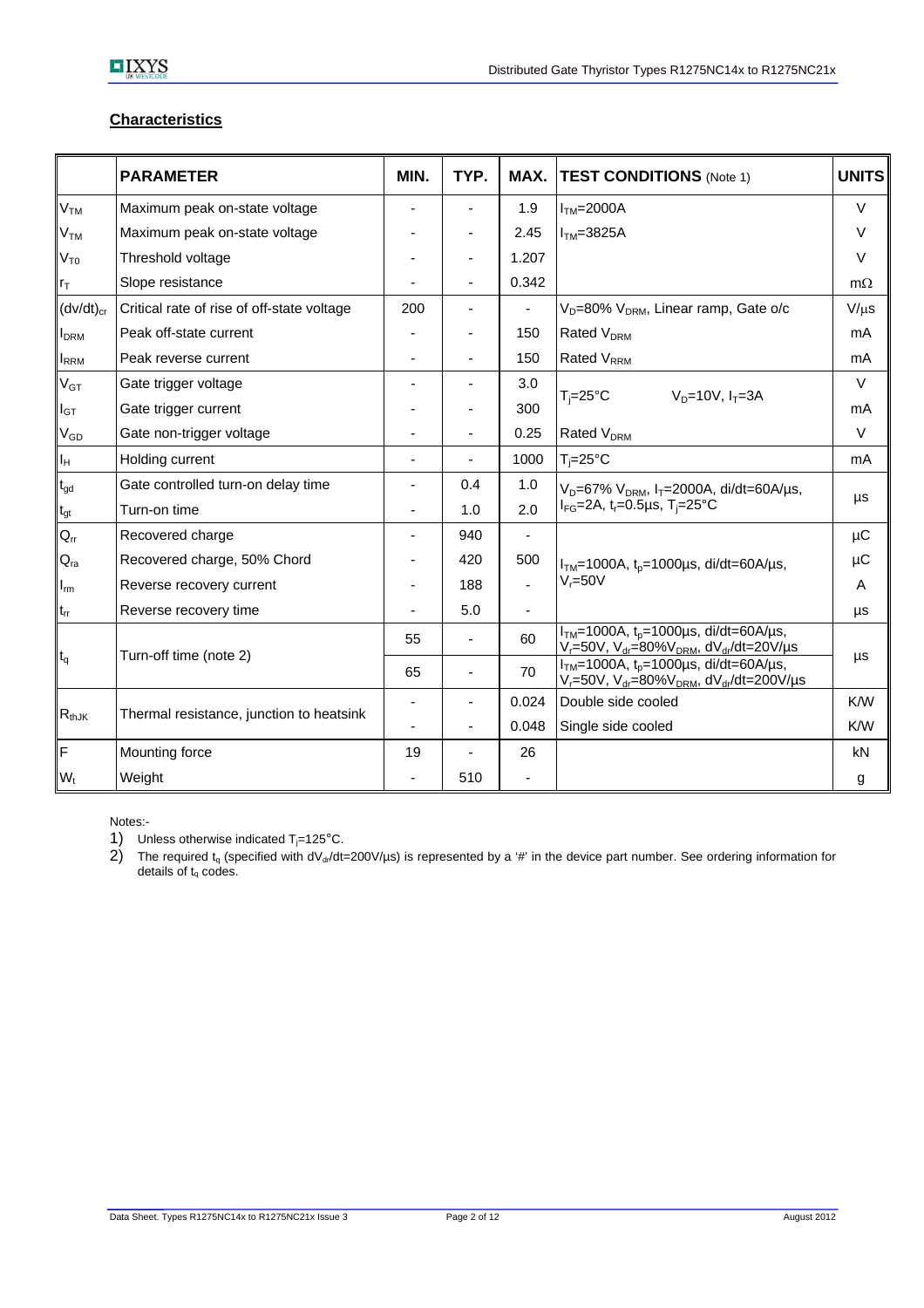## Characteristics

| | PARAMETER | MIN. | TYP. | MAX. | TEST CONDITIONS (Note 1) | UNITS |
|---|---|---|---|---|---|---|
| $V_{TM}$ | Maximum peak on-state voltage | - | - | 1.9 | $I_{TM}$=2000A | V |
| $V_{TM}$ | Maximum peak on-state voltage | - | - | 2.45 | $I_{TM}$=3825A | V |
| $V_{T0}$ | Threshold voltage | - | - | 1.207 | | V |
| $r_T$ | Slope resistance | - | - | 0.342 | | mΩ |
| $(dv/dt)_{cr}$ | Critical rate of rise of off-state voltage | 200 | - | - | $V_D$=80% $V_{DRM}$, Linear ramp, Gate o/c | V/µs |
| $I_{DRM}$ | Peak off-state current | - | - | 150 | Rated $V_{DRM}$ | mA |
| $I_{RRM}$ | Peak reverse current | - | - | 150 | Rated $V_{RRM}$ | mA |
| $V_{GT}$ | Gate trigger voltage | - | - | 3.0 | $T_j$=25°C $V_D$=10V, $I_T$=3A | V |
| $I_{GT}$ | Gate trigger current | - | - | 300 | | mA |
| $V_{GD}$ | Gate non-trigger voltage | - | - | 0.25 | Rated $V_{DRM}$ | V |
| $I_H$ | Holding current | - | - | 1000 | $T_j$=25°C | mA |
| $t_{gd}$ | Gate controlled turn-on delay time | - | 0.4 | 1.0 | $V_D$=67% $V_{DRM}$, $I_T$=2000A, di/dt=60A/µs, $I_{FG}$=2A, $t_r$=0.5µs, $T_j$=25°C | µs |
| $t_{gt}$ | Turn-on time | - | 1.0 | 2.0 | | |
| $Q_{rr}$ | Recovered charge | - | 940 | - | $I_{TM}$=1000A, $t_p$=1000µs, di/dt=60A/µs, $V_r$=50V | µC |
| $Q_{ra}$ | Recovered charge, 50% Chord | - | 420 | 500 | | µC |
| $I_{rm}$ | Reverse recovery current | - | 188 | - | | A |
| $t_{rr}$ | Reverse recovery time | - | 5.0 | - | | µs |
| $t_q$ | Turn-off time (note 2) | 55 | - | 60 | $I_{TM}$=1000A, $t_p$=1000µs, di/dt=60A/µs, $V_r$=50V, $V_{dr}$=80%$V_{DRM}$, $dV_{dr}/dt$=20V/µs | µs |
| | | 65 | - | 70 | $I_{TM}$=1000A, $t_p$=1000µs, di/dt=60A/µs, $V_r$=50V, $V_{dr}$=80%$V_{DRM}$, $dV_{dr}/dt$=200V/µs | |
| $R_{thJK}$ | Thermal resistance, junction to heatsink | - | - | 0.024 | Double side cooled | K/W |
| | | - | - | 0.048 | Single side cooled | K/W |
| F | Mounting force | 19 | - | 26 | | kN |
| $W_t$ | Weight | - | 510 | - | | g |

Notes:-

1) Unless otherwise indicated $T_j$=125°C.
2) The required $t_q$ (specified with $dV_{dr}/dt$=200V/µs) is represented by a '#' in the device part number. See ordering information for details of $t_q$ codes.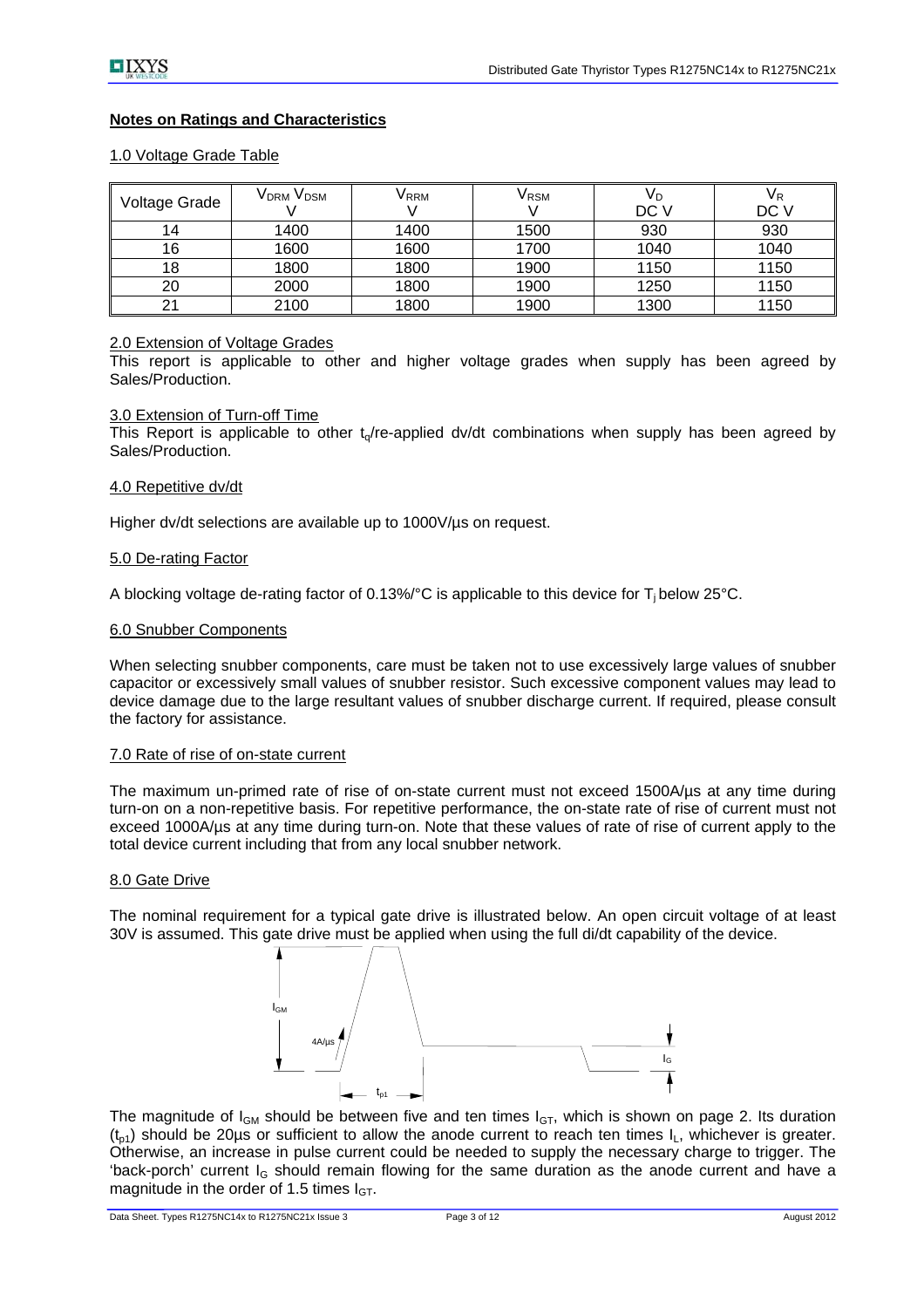## Notes on Ratings and Characteristics

### 1.0 Voltage Grade Table

| Voltage Grade | $V_{DRM}$ $V_{DSM}$ V | $V_{RRM}$ V | $V_{RSM}$ V | $V_D$ DC V | $V_R$ DC V |
|---|---|---|---|---|---|
| 14 | 1400 | 1400 | 1500 | 930 | 930 |
| 16 | 1600 | 1600 | 1700 | 1040 | 1040 |
| 18 | 1800 | 1800 | 1900 | 1150 | 1150 |
| 20 | 2000 | 1800 | 1900 | 1250 | 1150 |
| 21 | 2100 | 1800 | 1900 | 1300 | 1150 |

### 2.0 Extension of Voltage Grades

This report is applicable to other and higher voltage grades when supply has been agreed by Sales/Production.

### 3.0 Extension of Turn-off Time

This Report is applicable to other $t_q$/re-applied dv/dt combinations when supply has been agreed by Sales/Production.

### 4.0 Repetitive dv/dt

Higher dv/dt selections are available up to 1000V/µs on request.

### 5.0 De-rating Factor

A blocking voltage de-rating factor of 0.13%/°C is applicable to this device for $T_j$ below 25°C.

### 6.0 Snubber Components

When selecting snubber components, care must be taken not to use excessively large values of snubber capacitor or excessively small values of snubber resistor. Such excessive component values may lead to device damage due to the large resultant values of snubber discharge current. If required, please consult the factory for assistance.

### 7.0 Rate of rise of on-state current

The maximum un-primed rate of rise of on-state current must not exceed 1500A/µs at any time during turn-on on a non-repetitive basis. For repetitive performance, the on-state rate of rise of current must not exceed 1000A/µs at any time during turn-on. Note that these values of rate of rise of current apply to the total device current including that from any local snubber network.

### 8.0 Gate Drive

The nominal requirement for a typical gate drive is illustrated below. An open circuit voltage of at least 30V is assumed. This gate drive must be applied when using the full di/dt capability of the device.

$I_{GM}$ 4A/µs $I_G$ $t_{p1}$

The magnitude of $I_{GM}$ should be between five and ten times $I_{GT}$, which is shown on page 2. Its duration ($t_{p1}$) should be 20µs or sufficient to allow the anode current to reach ten times $I_L$, whichever is greater. Otherwise, an increase in pulse current could be needed to supply the necessary charge to trigger. The 'back-porch' current $I_G$ should remain flowing for the same duration as the anode current and have a magnitude in the order of 1.5 times $I_{GT}$.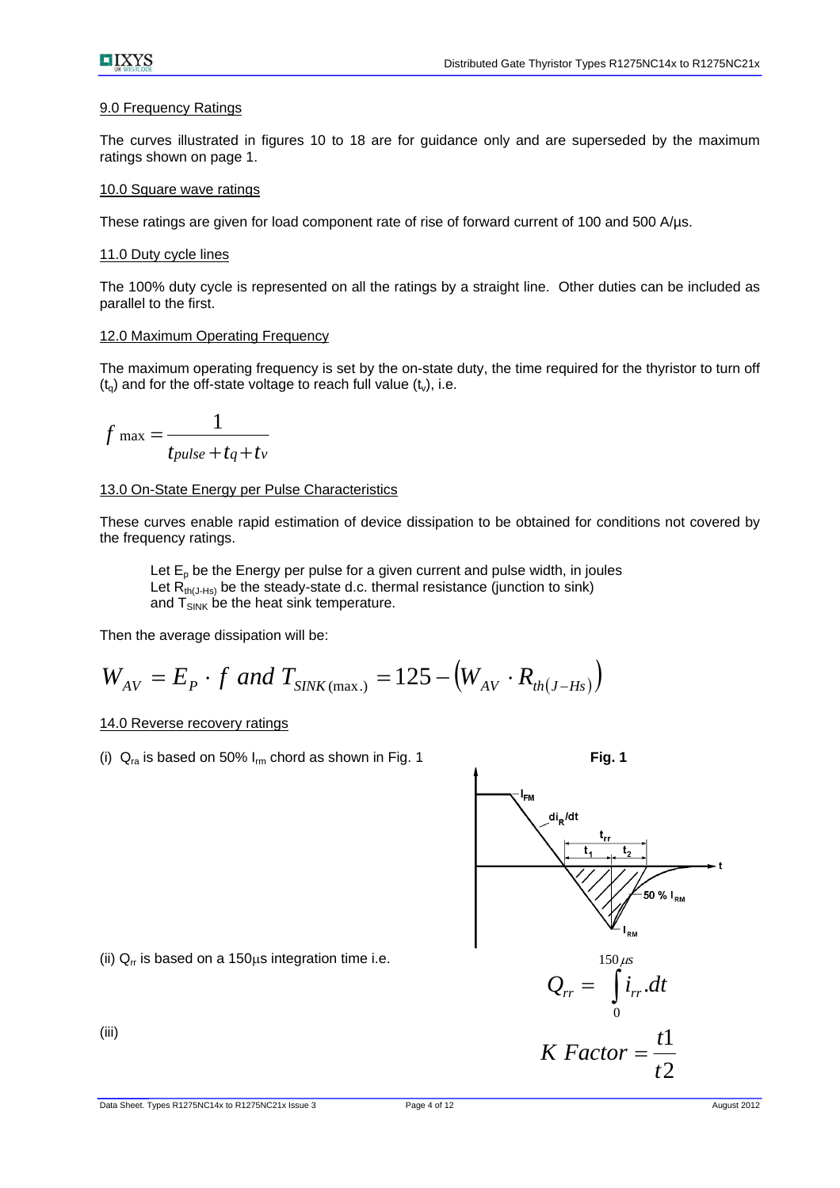## 9.0 Frequency Ratings

The curves illustrated in figures 10 to 18 are for guidance only and are superseded by the maximum ratings shown on page 1.

## 10.0 Square wave ratings

These ratings are given for load component rate of rise of forward current of 100 and 500 A/µs.

## 11.0 Duty cycle lines

The 100% duty cycle is represented on all the ratings by a straight line. Other duties can be included as parallel to the first.

## 12.0 Maximum Operating Frequency

The maximum operating frequency is set by the on-state duty, the time required for the thyristor to turn off ($t_q$) and for the off-state voltage to reach full value ($t_v$), i.e.

$$f_{\max} = \frac{1}{t_{pulse} + t_q + t_v}$$

## 13.0 On-State Energy per Pulse Characteristics

These curves enable rapid estimation of device dissipation to be obtained for conditions not covered by the frequency ratings.

Let $E_p$ be the Energy per pulse for a given current and pulse width, in joules
Let $R_{th(J-Hs)}$ be the steady-state d.c. thermal resistance (junction to sink)
and $T_{SINK}$ be the heat sink temperature.

Then the average dissipation will be:

$$W_{AV} = E_P \cdot f \text{ and } T_{SINK(\max.)} = 125 - \left(W_{AV} \cdot R_{th(J-Hs)}\right)$$

## 14.0 Reverse recovery ratings

(i) $Q_{ra}$ is based on 50% $I_{rm}$ chord as shown in Fig. 1

**Fig. 1**

(ii) $Q_{rr}$ is based on a 150µs integration time i.e.

$$Q_{rr} = \int_0^{150\mu s} i_{rr}.dt$$

(iii)

$$K\ Factor = \frac{t1}{t2}$$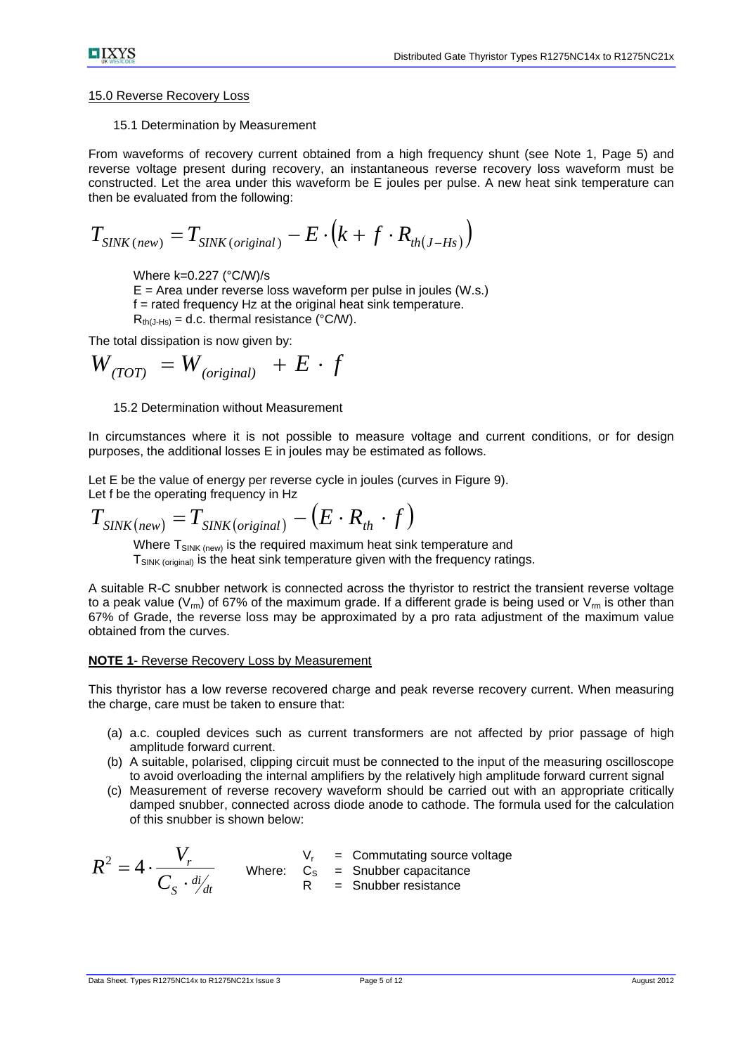## 15.0 Reverse Recovery Loss

### 15.1 Determination by Measurement

From waveforms of recovery current obtained from a high frequency shunt (see Note 1, Page 5) and reverse voltage present during recovery, an instantaneous reverse recovery loss waveform must be constructed. Let the area under this waveform be E joules per pulse. A new heat sink temperature can then be evaluated from the following:

$$T_{SINK(new)} = T_{SINK(original)} - E \cdot \left(k + f \cdot R_{th(J-Hs)}\right)$$

Where k=0.227 (°C/W)/s
E = Area under reverse loss waveform per pulse in joules (W.s.)
f = rated frequency Hz at the original heat sink temperature.
$R_{th(J-Hs)}$ = d.c. thermal resistance (°C/W).

The total dissipation is now given by:

$$W_{(TOT)} = W_{(original)} + E \cdot f$$

### 15.2 Determination without Measurement

In circumstances where it is not possible to measure voltage and current conditions, or for design purposes, the additional losses E in joules may be estimated as follows.

Let E be the value of energy per reverse cycle in joules (curves in Figure 9).
Let f be the operating frequency in Hz

$$T_{SINK(new)} = T_{SINK(original)} - \left(E \cdot R_{th} \cdot f\right)$$

Where $T_{SINK\ (new)}$ is the required maximum heat sink temperature and $T_{SINK\ (original)}$ is the heat sink temperature given with the frequency ratings.

A suitable R-C snubber network is connected across the thyristor to restrict the transient reverse voltage to a peak value ($V_{rm}$) of 67% of the maximum grade. If a different grade is being used or $V_{rm}$ is other than 67% of Grade, the reverse loss may be approximated by a pro rata adjustment of the maximum value obtained from the curves.

**NOTE 1**- Reverse Recovery Loss by Measurement

This thyristor has a low reverse recovered charge and peak reverse recovery current. When measuring the charge, care must be taken to ensure that:

(a) a.c. coupled devices such as current transformers are not affected by prior passage of high amplitude forward current.
(b) A suitable, polarised, clipping circuit must be connected to the input of the measuring oscilloscope to avoid overloading the internal amplifiers by the relatively high amplitude forward current signal
(c) Measurement of reverse recovery waveform should be carried out with an appropriate critically damped snubber, connected across diode anode to cathode. The formula used for the calculation of this snubber is shown below:

$$R^2 = 4 \cdot \frac{V_r}{C_S \cdot {di}/{dt}}$$

Where:
$V_r$ = Commutating source voltage
$C_S$ = Snubber capacitance
R = Snubber resistance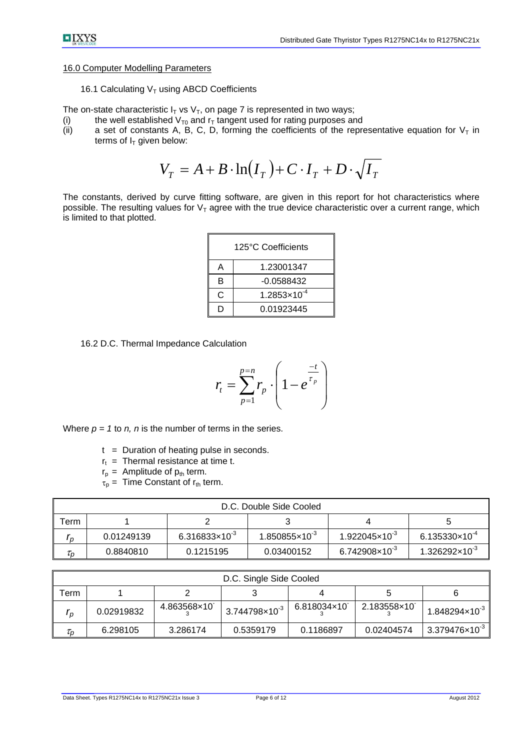## 16.0 Computer Modelling Parameters

### 16.1 Calculating $V_T$ using ABCD Coefficients

The on-state characteristic $I_T$ vs $V_T$, on page 7 is represented in two ways;

(i) the well established $V_{T0}$ and $r_T$ tangent used for rating purposes and

(ii) a set of constants A, B, C, D, forming the coefficients of the representative equation for $V_T$ in terms of $I_T$ given below:

$$V_T = A + B \cdot \ln(I_T) + C \cdot I_T + D \cdot \sqrt{I_T}$$

The constants, derived by curve fitting software, are given in this report for hot characteristics where possible. The resulting values for $V_T$ agree with the true device characteristic over a current range, which is limited to that plotted.

| 125°C Coefficients | |
|---|---|
| A | 1.23001347 |
| B | -0.0588432 |
| C | $1.2853 \times 10^{-4}$ |
| D | 0.01923445 |

### 16.2 D.C. Thermal Impedance Calculation

$$r_t = \sum_{p=1}^{p=n} r_p \cdot \left( 1 - e^{\frac{-t}{\tau_p}} \right)$$

Where *p = 1* to *n, n* is the number of terms in the series.

- t = Duration of heating pulse in seconds.
- $r_t$ = Thermal resistance at time t.
- $r_p$ = Amplitude of $p_{th}$ term.
- $\tau_p$ = Time Constant of $r_{th}$ term.

| D.C. Double Side Cooled | | | | | |
|---|---|---|---|---|---|
| Term | 1 | 2 | 3 | 4 | 5 |
| $r_p$ | 0.01249139 | $6.316833 \times 10^{-3}$ | $1.850855 \times 10^{-3}$ | $1.922045 \times 10^{-3}$ | $6.135330 \times 10^{-4}$ |
| $\tau_p$ | 0.8840810 | 0.1215195 | 0.03400152 | $6.742908 \times 10^{-3}$ | $1.326292 \times 10^{-3}$ |

| D.C. Single Side Cooled | | | | | | |
|---|---|---|---|---|---|---|
| Term | 1 | 2 | 3 | 4 | 5 | 6 |
| $r_p$ | 0.02919832 | $4.863568 \times 10^{-3}$ | $3.744798 \times 10^{-3}$ | $6.818034 \times 10^{-3}$ | $2.183558 \times 10^{-3}$ | $1.848294 \times 10^{-3}$ |
| $\tau_p$ | 6.298105 | 3.286174 | 0.5359179 | 0.1186897 | 0.02404574 | $3.379476 \times 10^{-3}$ |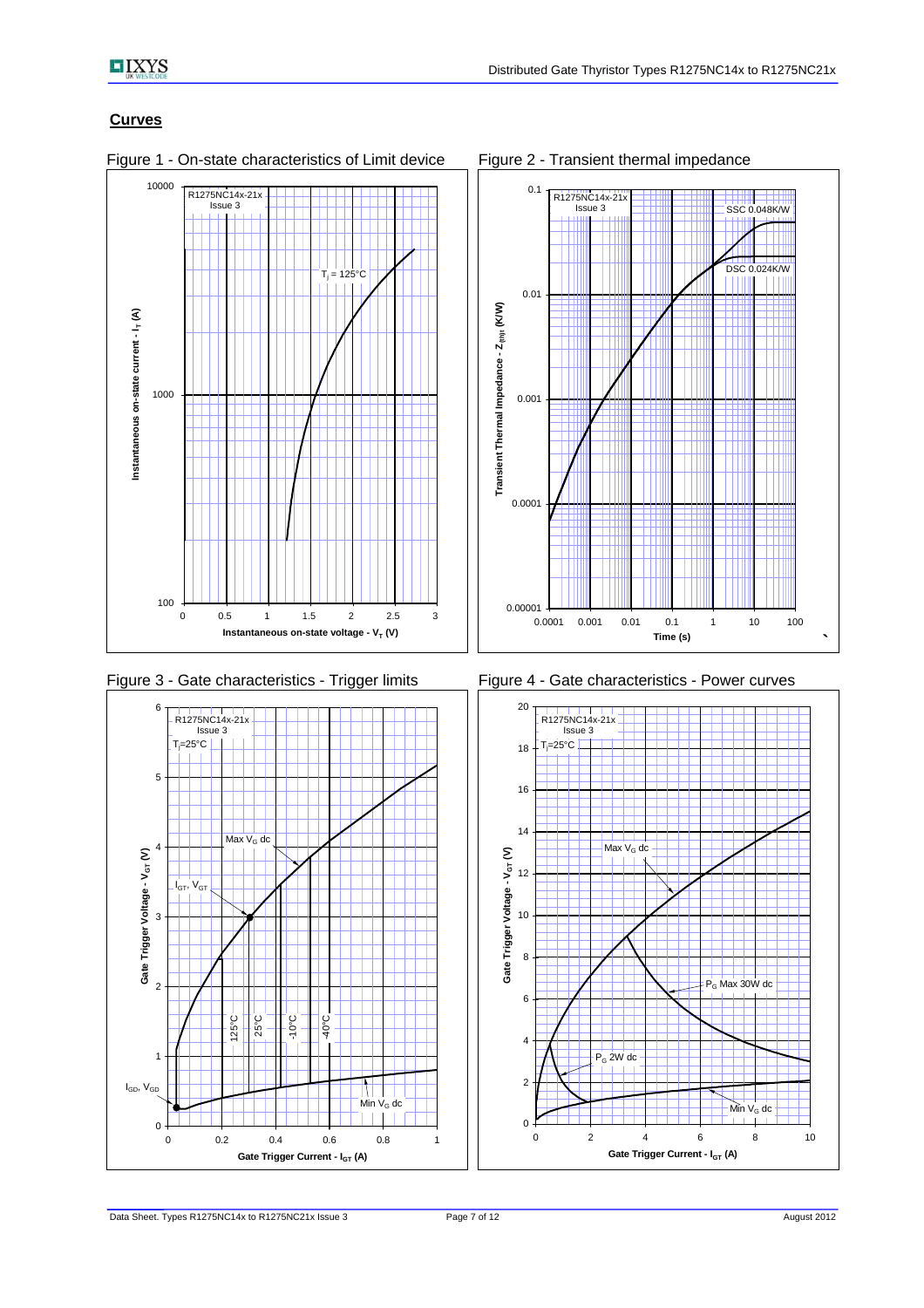## Curves

Figure 1 - On-state characteristics of Limit device

Figure 2 - Transient thermal impedance

Figure 3 - Gate characteristics - Trigger limits

Figure 4 - Gate characteristics - Power curves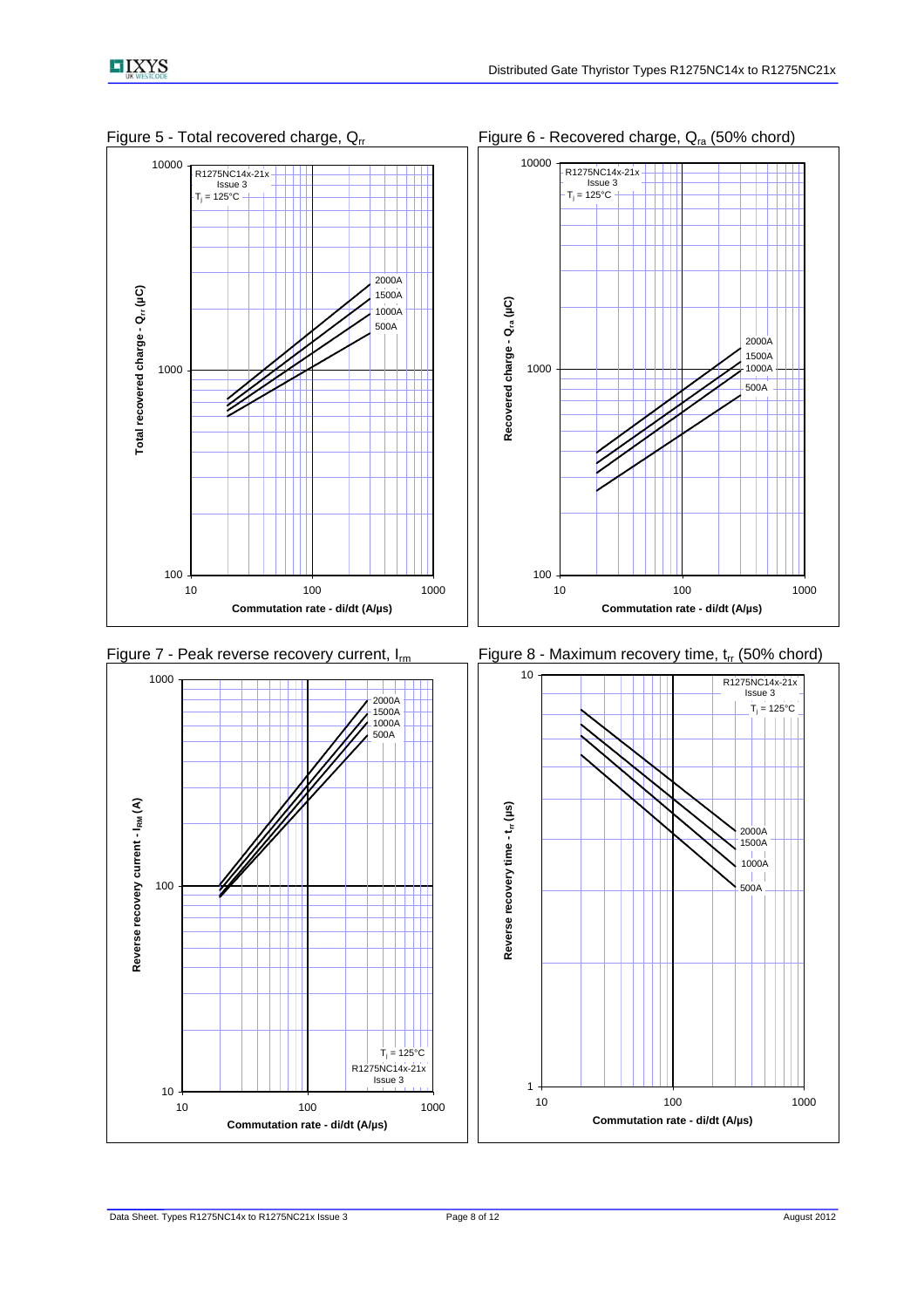Figure 5 - Total recovered charge, $Q_{rr}$

R1275NC14x-21x
Issue 3
$T_j$ = 125°C

Total recovered charge - $Q_{rr}$ (μC)

Commutation rate - di/dt (A/μs)

2000A
1500A
1000A
500A

Figure 6 - Recovered charge, $Q_{ra}$ (50% chord)

R1275NC14x-21x
Issue 3
$T_j$ = 125°C

Recovered charge - $Q_{ra}$ (μC)

Commutation rate - di/dt (A/μs)

2000A
1500A
1000A
500A

Figure 7 - Peak reverse recovery current, $I_{rm}$

Reverse recovery current - $I_{RM}$ (A)

Commutation rate - di/dt (A/μs)

2000A
1500A
1000A
500A

$T_j$ = 125°C
R1275NC14x-21x
Issue 3

Figure 8 - Maximum recovery time, $t_{rr}$ (50% chord)

R1275NC14x-21x
Issue 3
$T_j$ = 125°C

Reverse recovery time - $t_{rr}$ (μs)

Commutation rate - di/dt (A/μs)

2000A
1500A
1000A
500A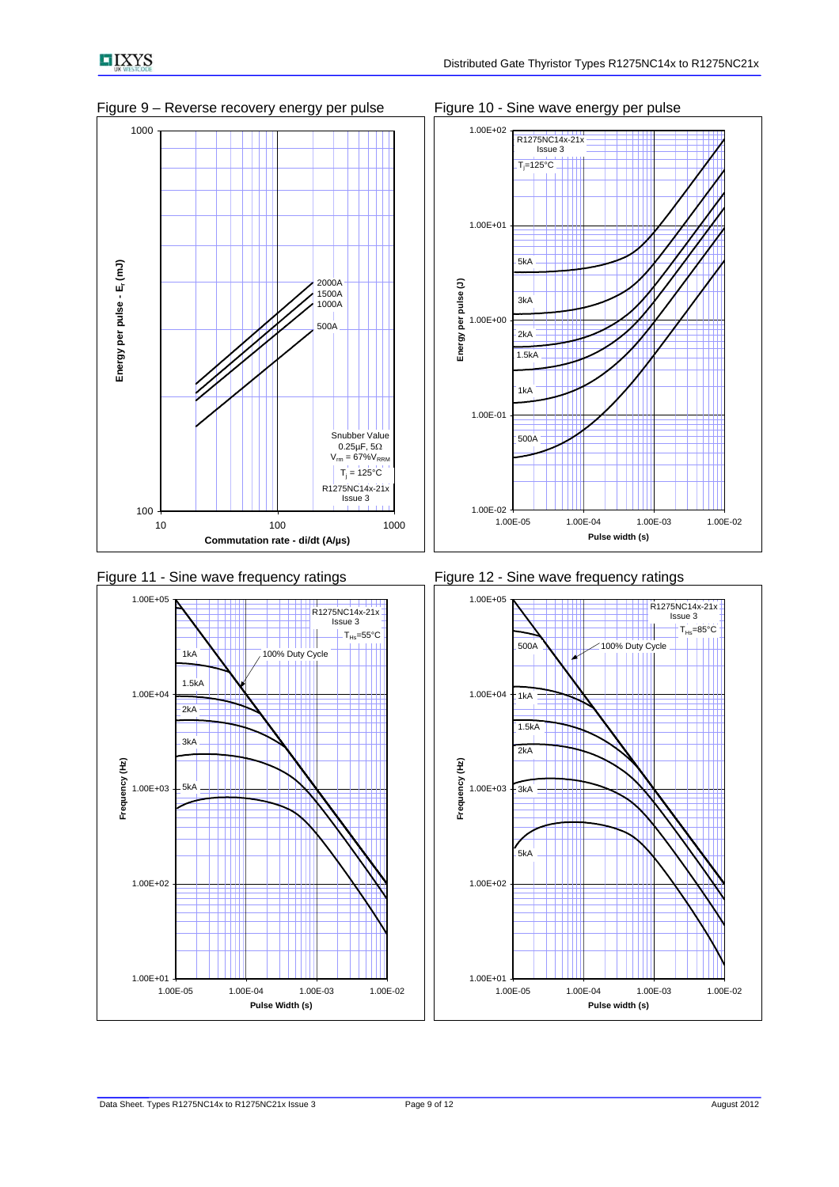Figure 9 – Reverse recovery energy per pulse

Figure 10 - Sine wave energy per pulse

Figure 11 - Sine wave frequency ratings

Figure 12 - Sine wave frequency ratings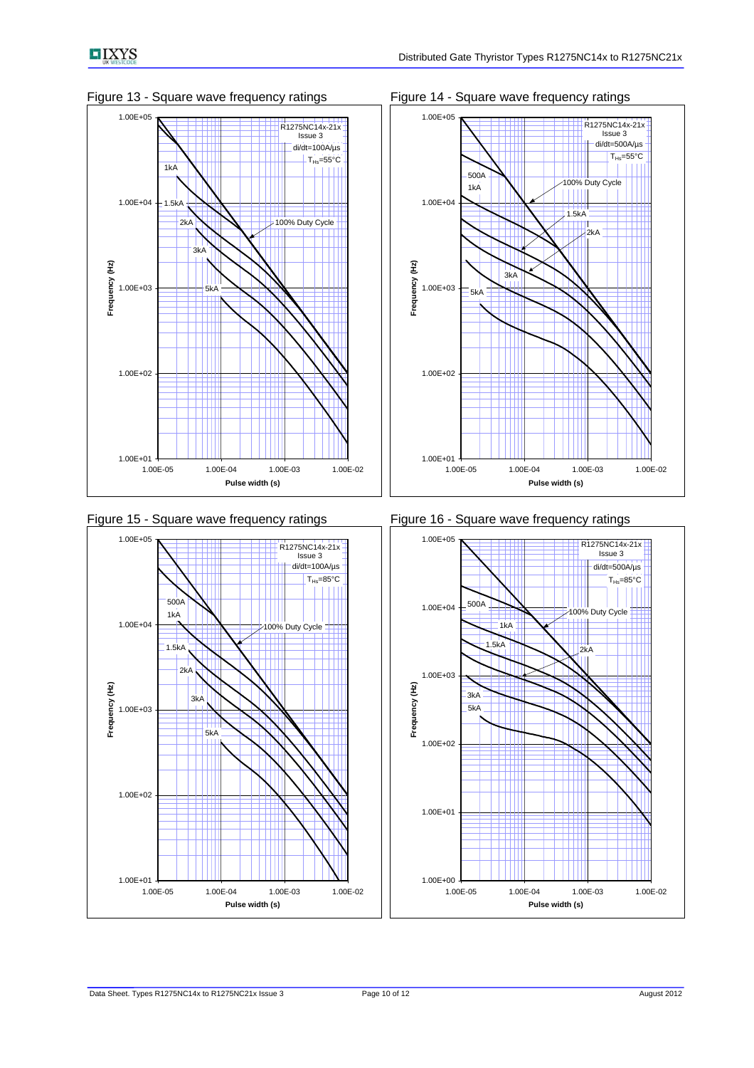Figure 13 - Square wave frequency ratings

R1275NC14x-21x
Issue 3
di/dt=100A/µs
$T_{Hs}$=55°C

Frequency (Hz)

Pulse width (s)

1kA, 1.5kA, 2kA, 3kA, 5kA, 100% Duty Cycle

Figure 14 - Square wave frequency ratings

R1275NC14x-21x
Issue 3
di/dt=500A/µs
$T_{Hs}$=55°C

Frequency (Hz)

Pulse width (s)

500A, 1kA, 1.5kA, 2kA, 3kA, 5kA, 100% Duty Cycle

Figure 15 - Square wave frequency ratings

R1275NC14x-21x
Issue 3
di/dt=100A/µs
$T_{Hs}$=85°C

Frequency (Hz)

Pulse width (s)

500A, 1kA, 1.5kA, 2kA, 3kA, 5kA, 100% Duty Cycle

Figure 16 - Square wave frequency ratings

R1275NC14x-21x
Issue 3
di/dt=500A/µs
$T_{Hs}$=85°C

Frequency (Hz)

Pulse width (s)

500A, 1kA, 1.5kA, 2kA, 3kA, 5kA, 100% Duty Cycle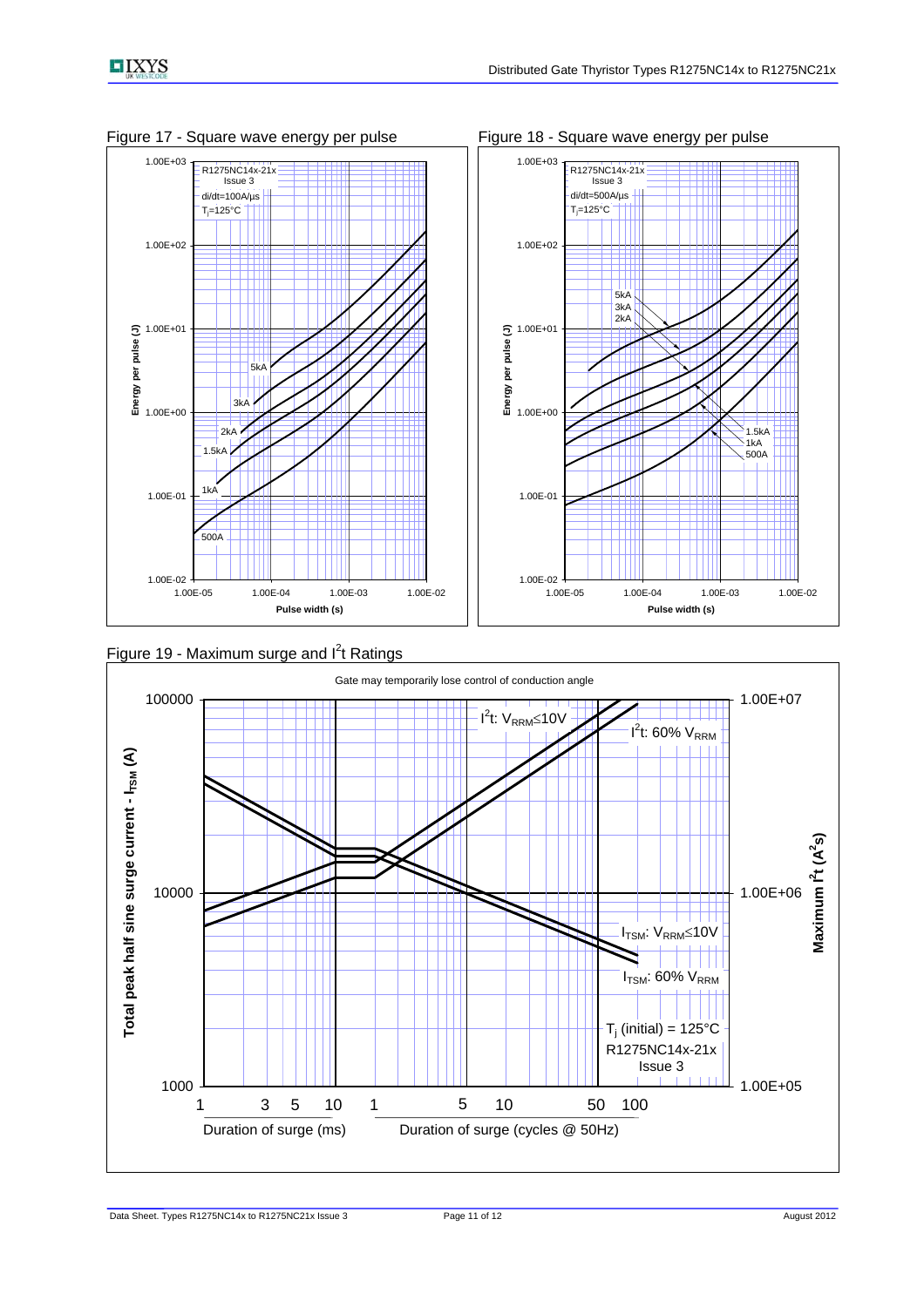Figure 17 - Square wave energy per pulse

Figure 18 - Square wave energy per pulse

Figure 19 - Maximum surge and $I^2t$ Ratings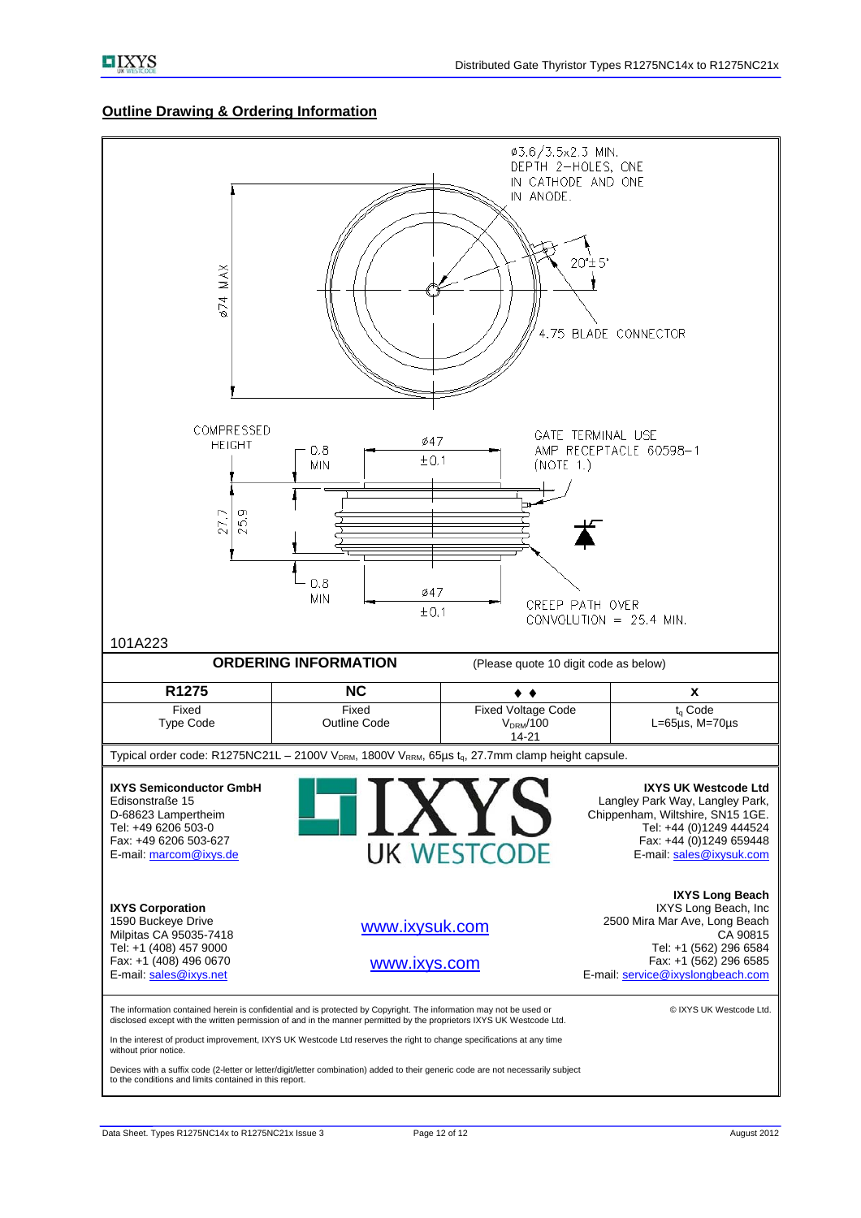## Outline Drawing & Ordering Information

Ø3.6/3.5x2.3 MIN.
DEPTH 2-HOLES, ONE
IN CATHODE AND ONE
IN ANODE.

20°±5°

4.75 BLADE CONNECTOR

Ø74 MAX

COMPRESSED
HEIGHT

0.8
MIN

Ø47
±0.1

GATE TERMINAL USE
AMP RECEPTACLE 60598-1
(NOTE 1.)

27.7
25.9

0.8
MIN

Ø47
±0.1

CREEP PATH OVER
CONVOLUTION = 25.4 MIN.

101A223

**ORDERING INFORMATION** (Please quote 10 digit code as below)

| R1275 | NC | ♦ ♦ | x |
|---|---|---|---|
| Fixed Type Code | Fixed Outline Code | Fixed Voltage Code $V_{DRM}/100$ 14-21 | $t_q$ Code L=65µs, M=70µs |

Typical order code: R1275NC21L – 2100V $V_{DRM}$, 1800V $V_{RRM}$, 65µs $t_q$, 27.7mm clamp height capsule.

**IXYS Semiconductor GmbH**
Edisonstraße 15
D-68623 Lampertheim
Tel: +49 6206 503-0
Fax: +49 6206 503-627
E-mail: marcom@ixys.de

IXYS UK WESTCODE

**IXYS UK Westcode Ltd**
Langley Park Way, Langley Park,
Chippenham, Wiltshire, SN15 1GE.
Tel: +44 (0)1249 444524
Fax: +44 (0)1249 659448
E-mail: sales@ixysuk.com

**IXYS Corporation**
1590 Buckeye Drive
Milpitas CA 95035-7418
Tel: +1 (408) 457 9000
Fax: +1 (408) 496 0670
E-mail: sales@ixys.net

www.ixysuk.com

www.ixys.com

**IXYS Long Beach**
IXYS Long Beach, Inc
2500 Mira Mar Ave, Long Beach
CA 90815
Tel: +1 (562) 296 6584
Fax: +1 (562) 296 6585
E-mail: service@ixyslongbeach.com

The information contained herein is confidential and is protected by Copyright. The information may not be used or disclosed except with the written permission of and in the manner permitted by the proprietors IXYS UK Westcode Ltd.

© IXYS UK Westcode Ltd.

In the interest of product improvement, IXYS UK Westcode Ltd reserves the right to change specifications at any time without prior notice.

Devices with a suffix code (2-letter or letter/digit/letter combination) added to their generic code are not necessarily subject to the conditions and limits contained in this report.